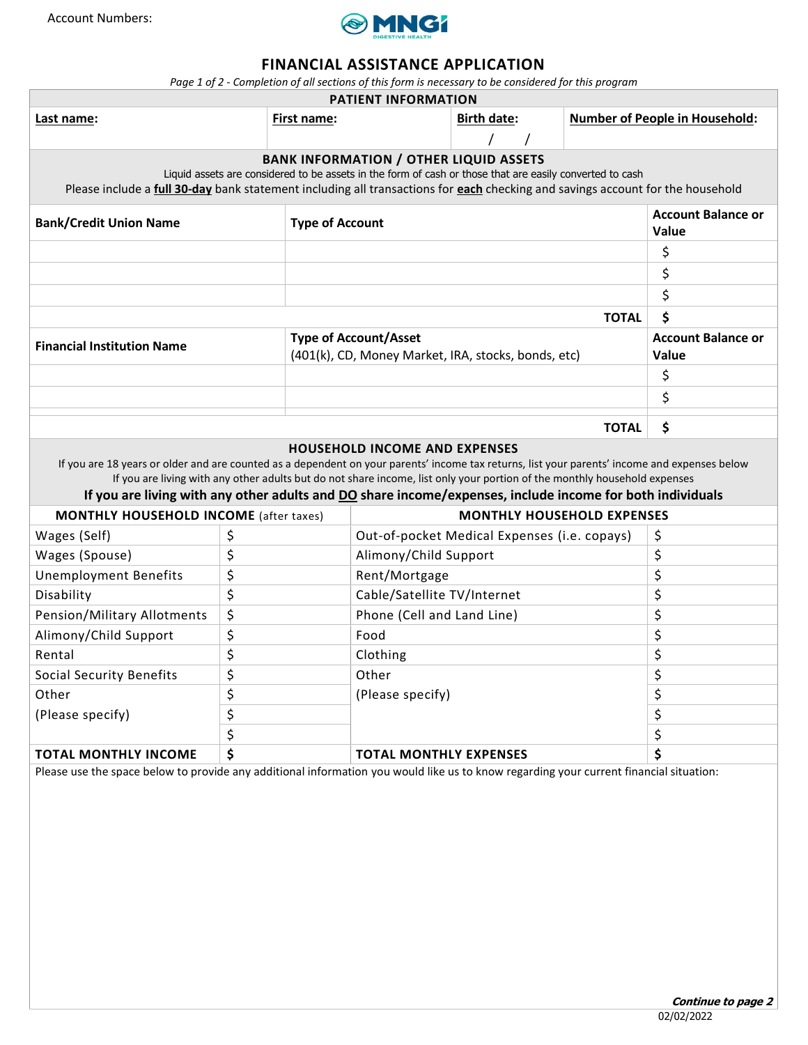Account Numbers:

MNGI DIGESTIVE HEALTH

# FINANCIAL ASSISTANCE APPLICATION

*Page 1 of 2 - Completion of all sections of this form is necessary to be considered for this program*

## PATIENT INFORMATION

| **Last name:** | **First name:** | **Birth date:** | **Number of People in Household:** |
|---|---|---|---|
| | | / / | |

## BANK INFORMATION / OTHER LIQUID ASSETS

Liquid assets are considered to be assets in the form of cash or those that are easily converted to cash

Please include a **full 30-day** bank statement including all transactions for **each** checking and savings account for the household

| **Bank/Credit Union Name** | **Type of Account** | **Account Balance or Value** |
|---|---|---|
| | | $ |
| | | $ |
| | | $ |
| | **TOTAL** | **$** |

| **Financial Institution Name** | **Type of Account/Asset** (401(k), CD, Money Market, IRA, stocks, bonds, etc) | **Account Balance or Value** |
|---|---|---|
| | | $ |
| | | $ |
| | **TOTAL** | **$** |

## HOUSEHOLD INCOME AND EXPENSES

If you are 18 years or older and are counted as a dependent on your parents' income tax returns, list your parents' income and expenses below

If you are living with any other adults but do not share income, list only your portion of the monthly household expenses

**If you are living with any other adults and DO share income/expenses, include income for both individuals**

| **MONTHLY HOUSEHOLD INCOME** (after taxes) | | **MONTHLY HOUSEHOLD EXPENSES** | |
|---|---|---|---|
| Wages (Self) | $ | Out-of-pocket Medical Expenses (i.e. copays) | $ |
| Wages (Spouse) | $ | Alimony/Child Support | $ |
| Unemployment Benefits | $ | Rent/Mortgage | $ |
| Disability | $ | Cable/Satellite TV/Internet | $ |
| Pension/Military Allotments | $ | Phone (Cell and Land Line) | $ |
| Alimony/Child Support | $ | Food | $ |
| Rental | $ | Clothing | $ |
| Social Security Benefits | $ | Other | $ |
| Other | $ | (Please specify) | $ |
| (Please specify) | $ | | $ |
| | $ | | $ |
| **TOTAL MONTHLY INCOME** | **$** | **TOTAL MONTHLY EXPENSES** | **$** |

Please use the space below to provide any additional information you would like us to know regarding your current financial situation:

***Continue to page 2***

02/02/2022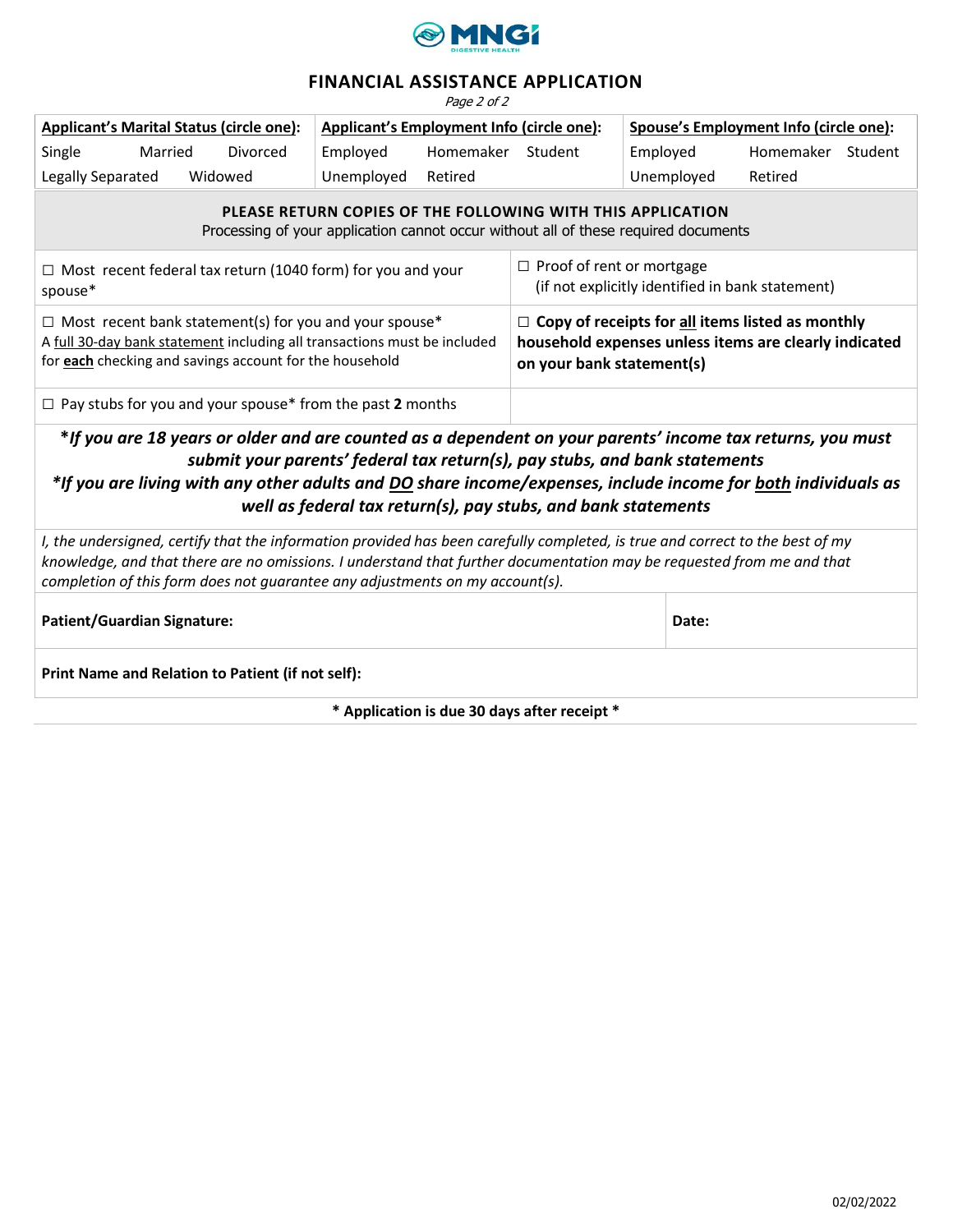MNGI DIGESTIVE HEALTH

# FINANCIAL ASSISTANCE APPLICATION

*Page 2 of 2*

| **Applicant's Marital Status (circle one):** | **Applicant's Employment Info (circle one):** | **Spouse's Employment Info (circle one):** |
|---|---|---|
| Single    Married    Divorced | Employed    Homemaker    Student | Employed    Homemaker    Student |
| Legally Separated    Widowed | Unemployed    Retired | Unemployed    Retired |

**PLEASE RETURN COPIES OF THE FOLLOWING WITH THIS APPLICATION**

Processing of your application cannot occur without all of these required documents

| | |
|---|---|
| ☐ Most recent federal tax return (1040 form) for you and your spouse* | ☐ Proof of rent or mortgage (if not explicitly identified in bank statement) |
| ☐ Most recent bank statement(s) for you and your spouse* A full 30-day bank statement including all transactions must be included for **each** checking and savings account for the household | ☐ **Copy of receipts for all items listed as monthly household expenses unless items are clearly indicated on your bank statement(s)** |
| ☐ Pay stubs for you and your spouse* from the past **2** months | |

***If you are 18 years or older and are counted as a dependent on your parents' income tax returns, you must submit your parents' federal tax return(s), pay stubs, and bank statements***

***If you are living with any other adults and DO share income/expenses, include income for both individuals as well as federal tax return(s), pay stubs, and bank statements***

*I, the undersigned, certify that the information provided has been carefully completed, is true and correct to the best of my knowledge, and that there are no omissions. I understand that further documentation may be requested from me and that completion of this form does not guarantee any adjustments on my account(s).*

| **Patient/Guardian Signature:** | **Date:** |
|---|---|
| **Print Name and Relation to Patient (if not self):** | |

**\* Application is due 30 days after receipt \***

02/02/2022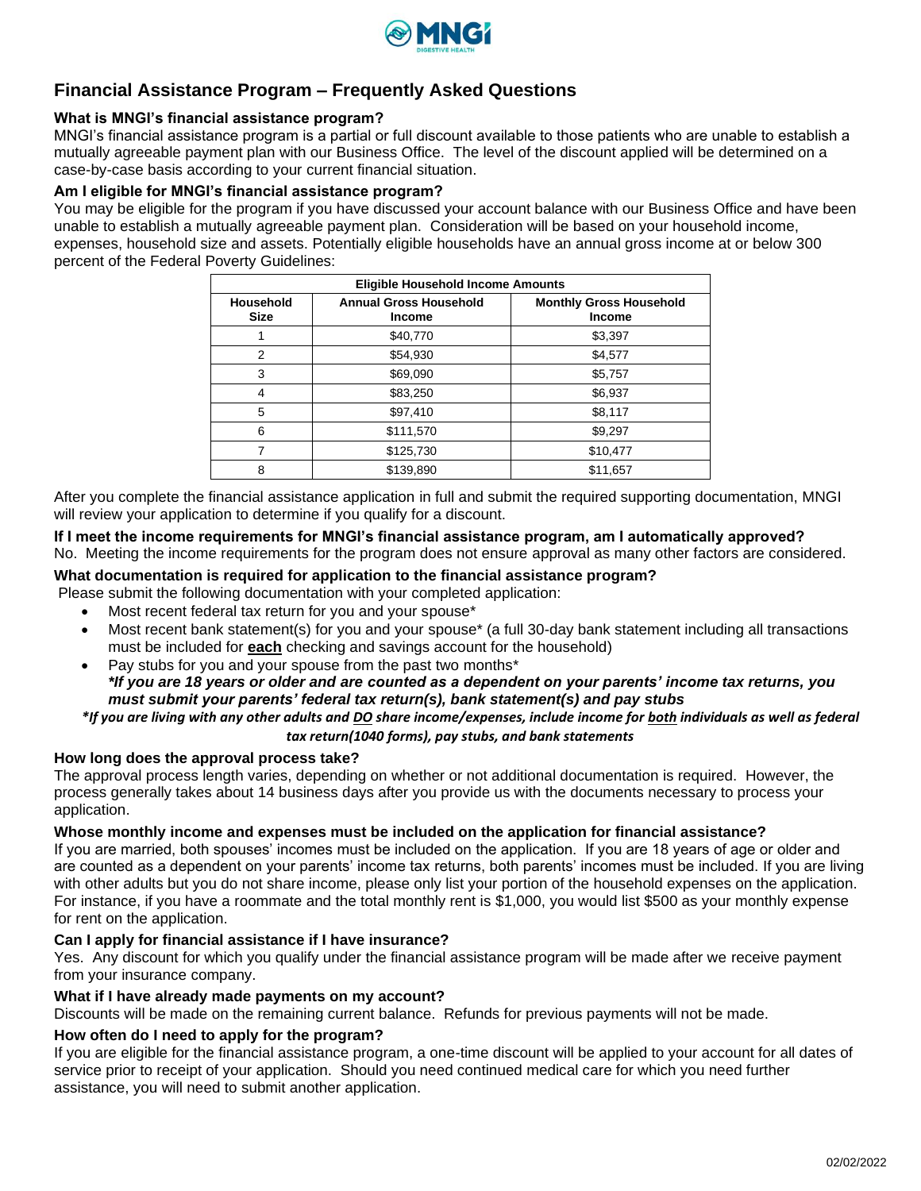# Financial Assistance Program – Frequently Asked Questions

### What is MNGI's financial assistance program?

MNGI's financial assistance program is a partial or full discount available to those patients who are unable to establish a mutually agreeable payment plan with our Business Office. The level of the discount applied will be determined on a case-by-case basis according to your current financial situation.

### Am I eligible for MNGI's financial assistance program?

You may be eligible for the program if you have discussed your account balance with our Business Office and have been unable to establish a mutually agreeable payment plan. Consideration will be based on your household income, expenses, household size and assets. Potentially eligible households have an annual gross income at or below 300 percent of the Federal Poverty Guidelines:

| Eligible Household Income Amounts | | |
|---|---|---|
| **Household Size** | **Annual Gross Household Income** | **Monthly Gross Household Income** |
| 1 | $40,770 | $3,397 |
| 2 | $54,930 | $4,577 |
| 3 | $69,090 | $5,757 |
| 4 | $83,250 | $6,937 |
| 5 | $97,410 | $8,117 |
| 6 | $111,570 | $9,297 |
| 7 | $125,730 | $10,477 |
| 8 | $139,890 | $11,657 |

After you complete the financial assistance application in full and submit the required supporting documentation, MNGI will review your application to determine if you qualify for a discount.

### If I meet the income requirements for MNGI's financial assistance program, am I automatically approved?

No. Meeting the income requirements for the program does not ensure approval as many other factors are considered.

### What documentation is required for application to the financial assistance program?

Please submit the following documentation with your completed application:

- Most recent federal tax return for you and your spouse*
- Most recent bank statement(s) for you and your spouse* (a full 30-day bank statement including all transactions must be included for **each** checking and savings account for the household)
- Pay stubs for you and your spouse from the past two months*

***If you are 18 years or older and are counted as a dependent on your parents' income tax returns, you must submit your parents' federal tax return(s), bank statement(s) and pay stubs***

***If you are living with any other adults and DO share income/expenses, include income for both individuals as well as federal tax return(1040 forms), pay stubs, and bank statements***

### How long does the approval process take?

The approval process length varies, depending on whether or not additional documentation is required. However, the process generally takes about 14 business days after you provide us with the documents necessary to process your application.

### Whose monthly income and expenses must be included on the application for financial assistance?

If you are married, both spouses' incomes must be included on the application. If you are 18 years of age or older and are counted as a dependent on your parents' income tax returns, both parents' incomes must be included. If you are living with other adults but you do not share income, please only list your portion of the household expenses on the application. For instance, if you have a roommate and the total monthly rent is $1,000, you would list $500 as your monthly expense for rent on the application.

### Can I apply for financial assistance if I have insurance?

Yes. Any discount for which you qualify under the financial assistance program will be made after we receive payment from your insurance company.

### What if I have already made payments on my account?

Discounts will be made on the remaining current balance. Refunds for previous payments will not be made.

### How often do I need to apply for the program?

If you are eligible for the financial assistance program, a one-time discount will be applied to your account for all dates of service prior to receipt of your application. Should you need continued medical care for which you need further assistance, you will need to submit another application.

02/02/2022